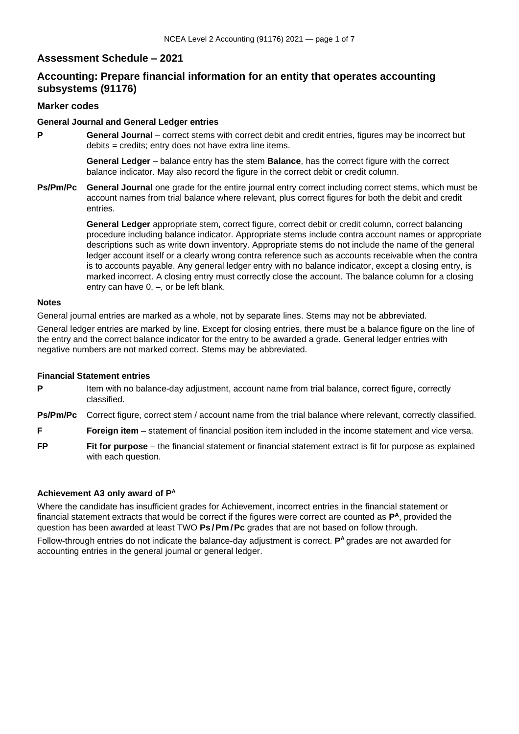## Assessment Schedule – 2021

## Accounting: Prepare financial information for an entity that operates accounting subsystems (91176)

### Marker codes

#### General Journal and General Ledger entries

**P** — **General Journal** – correct stems with correct debit and credit entries, figures may be incorrect but debits = credits; entry does not have extra line items.

**General Ledger** – balance entry has the stem **Balance**, has the correct figure with the correct balance indicator. May also record the figure in the correct debit or credit column.

**Ps/Pm/Pc** — **General Journal** one grade for the entire journal entry correct including correct stems, which must be account names from trial balance where relevant, plus correct figures for both the debit and credit entries.

**General Ledger** appropriate stem, correct figure, correct debit or credit column, correct balancing procedure including balance indicator. Appropriate stems include contra account names or appropriate descriptions such as write down inventory. Appropriate stems do not include the name of the general ledger account itself or a clearly wrong contra reference such as accounts receivable when the contra is to accounts payable. Any general ledger entry with no balance indicator, except a closing entry, is marked incorrect. A closing entry must correctly close the account. The balance column for a closing entry can have 0, –, or be left blank.

#### Notes

General journal entries are marked as a whole, not by separate lines. Stems may not be abbreviated.

General ledger entries are marked by line. Except for closing entries, there must be a balance figure on the line of the entry and the correct balance indicator for the entry to be awarded a grade. General ledger entries with negative numbers are not marked correct. Stems may be abbreviated.

#### Financial Statement entries

**P** — Item with no balance-day adjustment, account name from trial balance, correct figure, correctly classified.

**Ps/Pm/Pc** — Correct figure, correct stem / account name from the trial balance where relevant, correctly classified.

**F** — **Foreign item** – statement of financial position item included in the income statement and vice versa.

**FP** — **Fit for purpose** – the financial statement or financial statement extract is fit for purpose as explained with each question.

#### Achievement A3 only award of $P^A$

Where the candidate has insufficient grades for Achievement, incorrect entries in the financial statement or financial statement extracts that would be correct if the figures were correct are counted as $\mathbf{P^A}$, provided the question has been awarded at least TWO **Ps / Pm / Pc** grades that are not based on follow through.

Follow-through entries do not indicate the balance-day adjustment is correct. $\mathbf{P^A}$ grades are not awarded for accounting entries in the general journal or general ledger.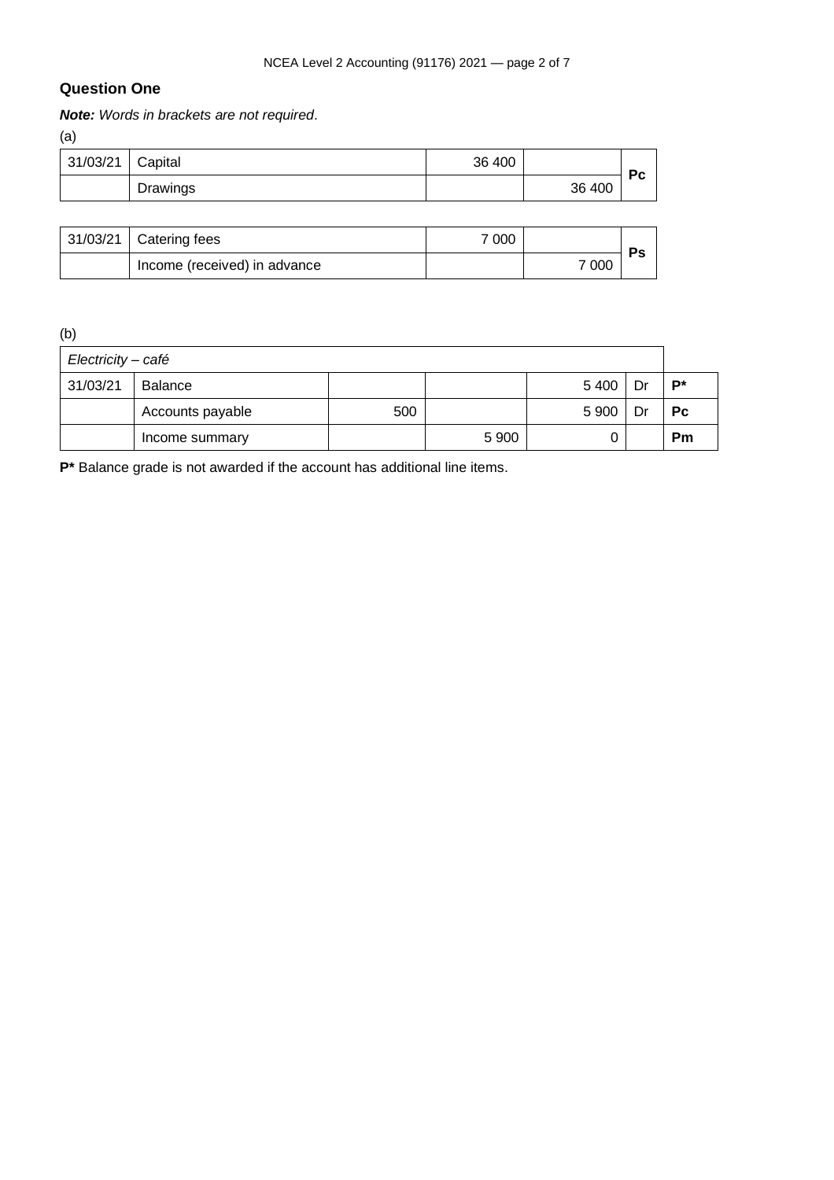## Question One

***Note:*** *Words in brackets are not required*.

(a)

| | | | | |
|---|---|---|---|---|
| 31/03/21 | Capital | 36 400 | | **Pc** |
| | Drawings | | 36 400 | |

| | | | | |
|---|---|---|---|---|
| 31/03/21 | Catering fees | 7 000 | | **Ps** |
| | Income (received) in advance | | 7 000 | |

(b)

| *Electricity – café* | | | | | | |
|---|---|---|---|---|---|---|
| 31/03/21 | Balance | | | 5 400 | Dr | **P*** |
| | Accounts payable | 500 | | 5 900 | Dr | **Pc** |
| | Income summary | | 5 900 | 0 | | **Pm** |

**P*** Balance grade is not awarded if the account has additional line items.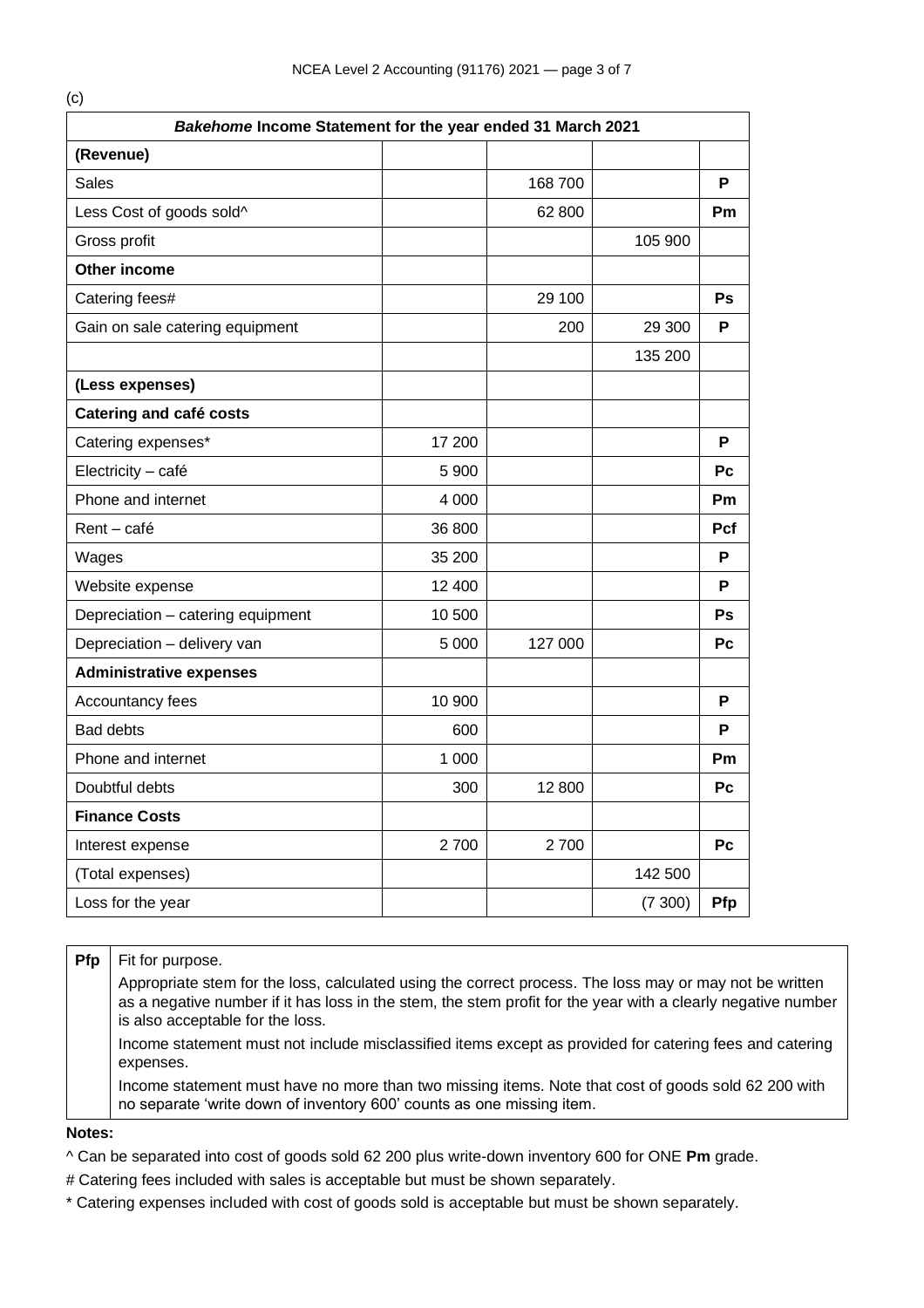(c)

| *Bakehome* Income Statement for the year ended 31 March 2021 | | | | |
|---|---|---|---|---|
| **(Revenue)** | | | | |
| Sales | | 168 700 | | **P** |
| Less Cost of goods sold^ | | 62 800 | | **Pm** |
| Gross profit | | | 105 900 | |
| **Other income** | | | | |
| Catering fees# | | 29 100 | | **Ps** |
| Gain on sale catering equipment | | 200 | 29 300 | **P** |
| | | | 135 200 | |
| **(Less expenses)** | | | | |
| **Catering and café costs** | | | | |
| Catering expenses* | 17 200 | | | **P** |
| Electricity – café | 5 900 | | | **Pc** |
| Phone and internet | 4 000 | | | **Pm** |
| Rent – café | 36 800 | | | **Pcf** |
| Wages | 35 200 | | | **P** |
| Website expense | 12 400 | | | **P** |
| Depreciation – catering equipment | 10 500 | | | **Ps** |
| Depreciation – delivery van | 5 000 | 127 000 | | **Pc** |
| **Administrative expenses** | | | | |
| Accountancy fees | 10 900 | | | **P** |
| Bad debts | 600 | | | **P** |
| Phone and internet | 1 000 | | | **Pm** |
| Doubtful debts | 300 | 12 800 | | **Pc** |
| **Finance Costs** | | | | |
| Interest expense | 2 700 | 2 700 | | **Pc** |
| (Total expenses) | | | 142 500 | |
| Loss for the year | | | (7 300) | **Pfp** |

| | |
|---|---|
| **Pfp** | Fit for purpose.<br>Appropriate stem for the loss, calculated using the correct process. The loss may or may not be written as a negative number if it has loss in the stem, the stem profit for the year with a clearly negative number is also acceptable for the loss.<br>Income statement must not include misclassified items except as provided for catering fees and catering expenses.<br>Income statement must have no more than two missing items. Note that cost of goods sold 62 200 with no separate 'write down of inventory 600' counts as one missing item. |

**Notes:**

^ Can be separated into cost of goods sold 62 200 plus write-down inventory 600 for ONE **Pm** grade.

# Catering fees included with sales is acceptable but must be shown separately.

* Catering expenses included with cost of goods sold is acceptable but must be shown separately.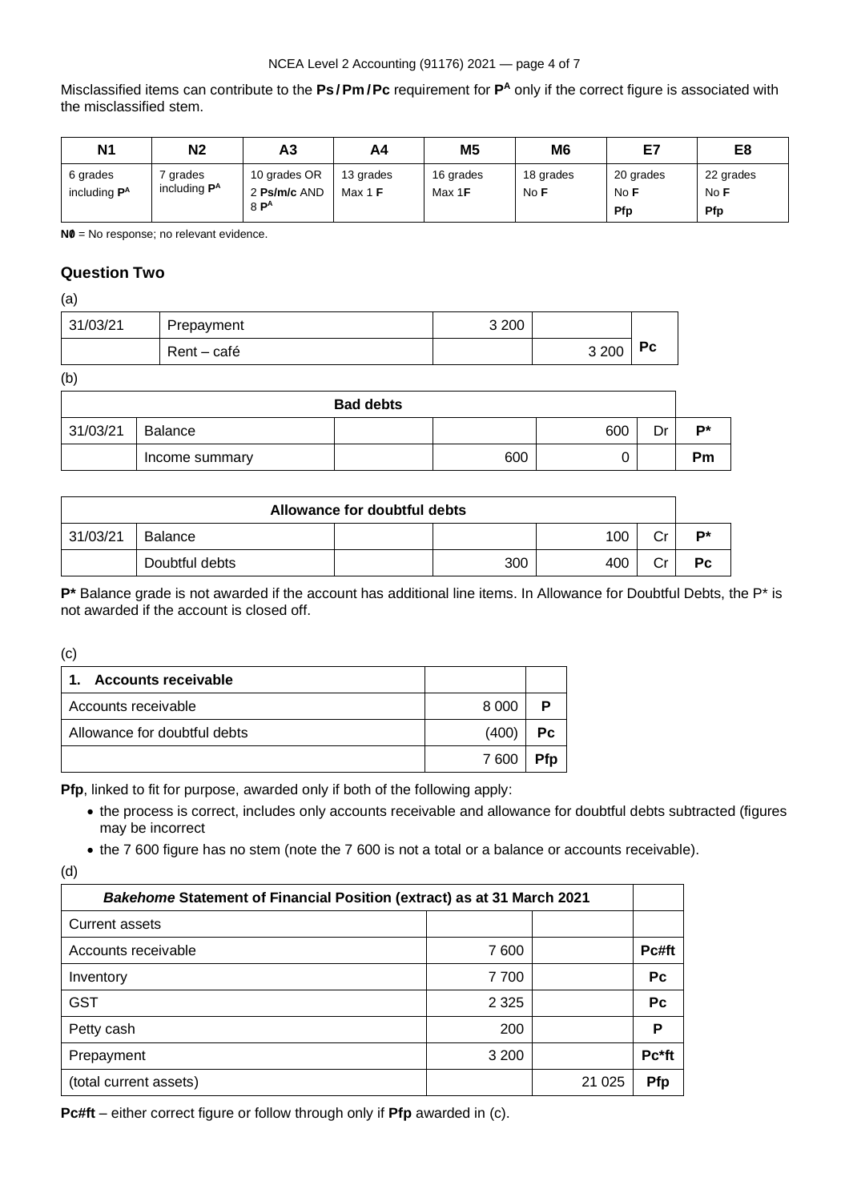Misclassified items can contribute to the **Ps / Pm / Pc** requirement for **P^A** only if the correct figure is associated with the misclassified stem.

| N1 | N2 | A3 | A4 | M5 | M6 | E7 | E8 |
|---|---|---|---|---|---|---|---|
| 6 grades including **P^A** | 7 grades including **P^A** | 10 grades OR 2 **Ps/m/c** AND 8 **P^A** | 13 grades Max 1 **F** | 16 grades Max 1**F** | 18 grades No **F** | 20 grades No **F** **Pfp** | 22 grades No **F** **Pfp** |

**N0** = No response; no relevant evidence.

## Question Two

(a)

| | | | | |
|---|---|---|---|---|
| 31/03/21 | Prepayment | 3 200 | | |
| | Rent – café | | 3 200 | **Pc** |

(b)

| Bad debts | | | | | | |
|---|---|---|---|---|---|---|
| 31/03/21 | Balance | | | 600 | Dr | **P*** |
| | Income summary | | 600 | 0 | | **Pm** |

| Allowance for doubtful debts | | | | | | |
|---|---|---|---|---|---|---|
| 31/03/21 | Balance | | | 100 | Cr | **P*** |
| | Doubtful debts | | 300 | 400 | Cr | **Pc** |

**P*** Balance grade is not awarded if the account has additional line items. In Allowance for Doubtful Debts, the P* is not awarded if the account is closed off.

(c)

| **1. Accounts receivable** | | |
|---|---|---|
| Accounts receivable | 8 000 | **P** |
| Allowance for doubtful debts | (400) | **Pc** |
| | 7 600 | **Pfp** |

**Pfp**, linked to fit for purpose, awarded only if both of the following apply:

- the process is correct, includes only accounts receivable and allowance for doubtful debts subtracted (figures may be incorrect
- the 7 600 figure has no stem (note the 7 600 is not a total or a balance or accounts receivable).

(d)

| ***Bakehome* Statement of Financial Position (extract) as at 31 March 2021** | | | |
|---|---|---|---|
| Current assets | | | |
| Accounts receivable | 7 600 | | **Pc#ft** |
| Inventory | 7 700 | | **Pc** |
| GST | 2 325 | | **Pc** |
| Petty cash | 200 | | **P** |
| Prepayment | 3 200 | | **Pc*ft** |
| (total current assets) | | 21 025 | **Pfp** |

**Pc#ft** – either correct figure or follow through only if **Pfp** awarded in (c).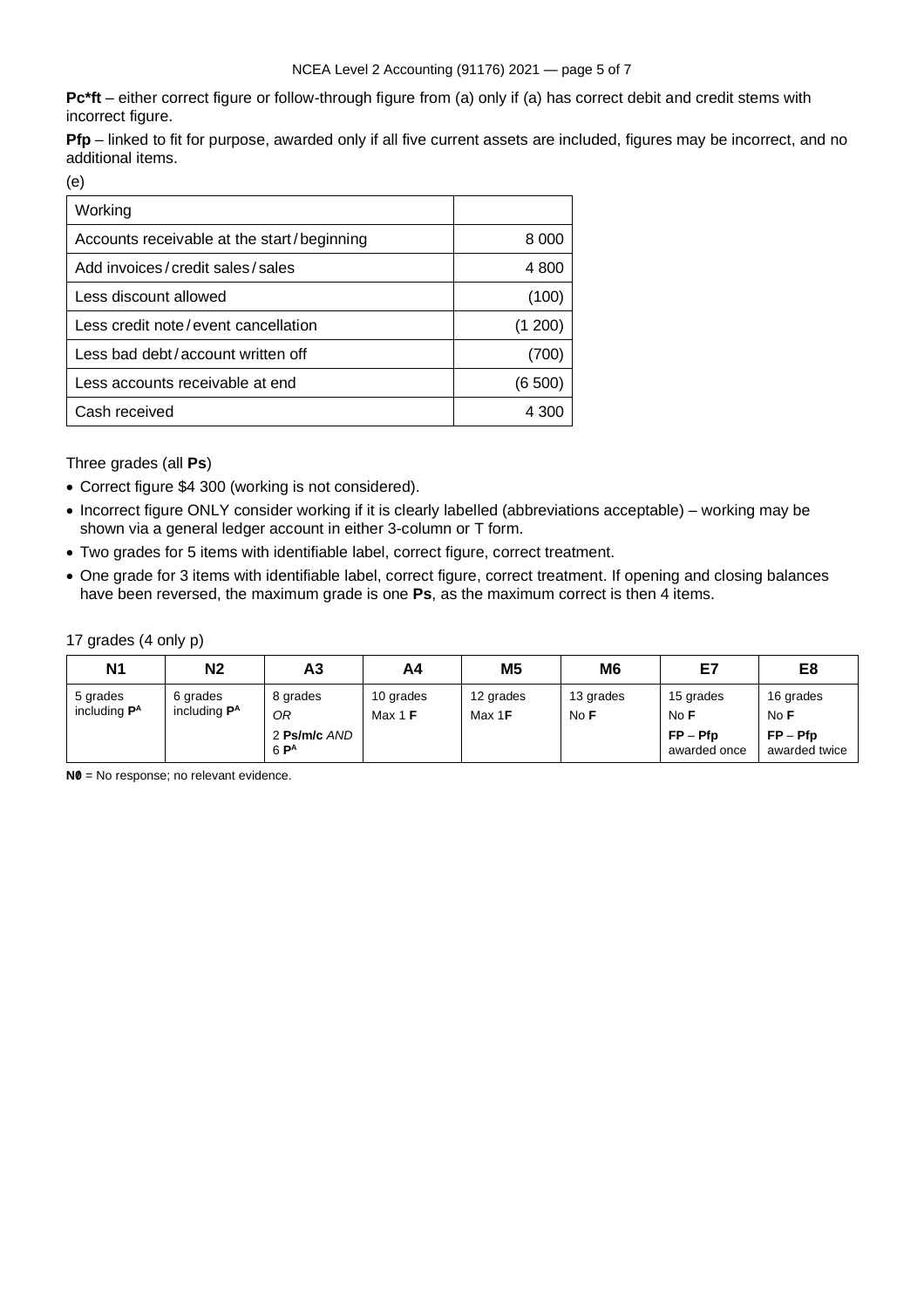**Pc*ft** – either correct figure or follow-through figure from (a) only if (a) has correct debit and credit stems with incorrect figure.

**Pfp** – linked to fit for purpose, awarded only if all five current assets are included, figures may be incorrect, and no additional items.

(e)

| Working | |
|---|---|
| Accounts receivable at the start / beginning | 8 000 |
| Add invoices / credit sales / sales | 4 800 |
| Less discount allowed | (100) |
| Less credit note / event cancellation | (1 200) |
| Less bad debt / account written off | (700) |
| Less accounts receivable at end | (6 500) |
| Cash received | 4 300 |

Three grades (all **Ps**)

- Correct figure $4 300 (working is not considered).
- Incorrect figure ONLY consider working if it is clearly labelled (abbreviations acceptable) – working may be shown via a general ledger account in either 3-column or T form.
- Two grades for 5 items with identifiable label, correct figure, correct treatment.
- One grade for 3 items with identifiable label, correct figure, correct treatment. If opening and closing balances have been reversed, the maximum grade is one **Ps**, as the maximum correct is then 4 items.

17 grades (4 only p)

| N1 | N2 | A3 | A4 | M5 | M6 | E7 | E8 |
|---|---|---|---|---|---|---|---|
| 5 grades including **P**[A] | 6 grades including **P**[A] | 8 grades *OR* 2 **Ps/m/c** *AND* 6 **P**[A] | 10 grades Max 1 **F** | 12 grades Max 1**F** | 13 grades No **F** | 15 grades No **F** **FP** – **Pfp** awarded once | 16 grades No **F** **FP** – **Pfp** awarded twice |

**N0** = No response; no relevant evidence.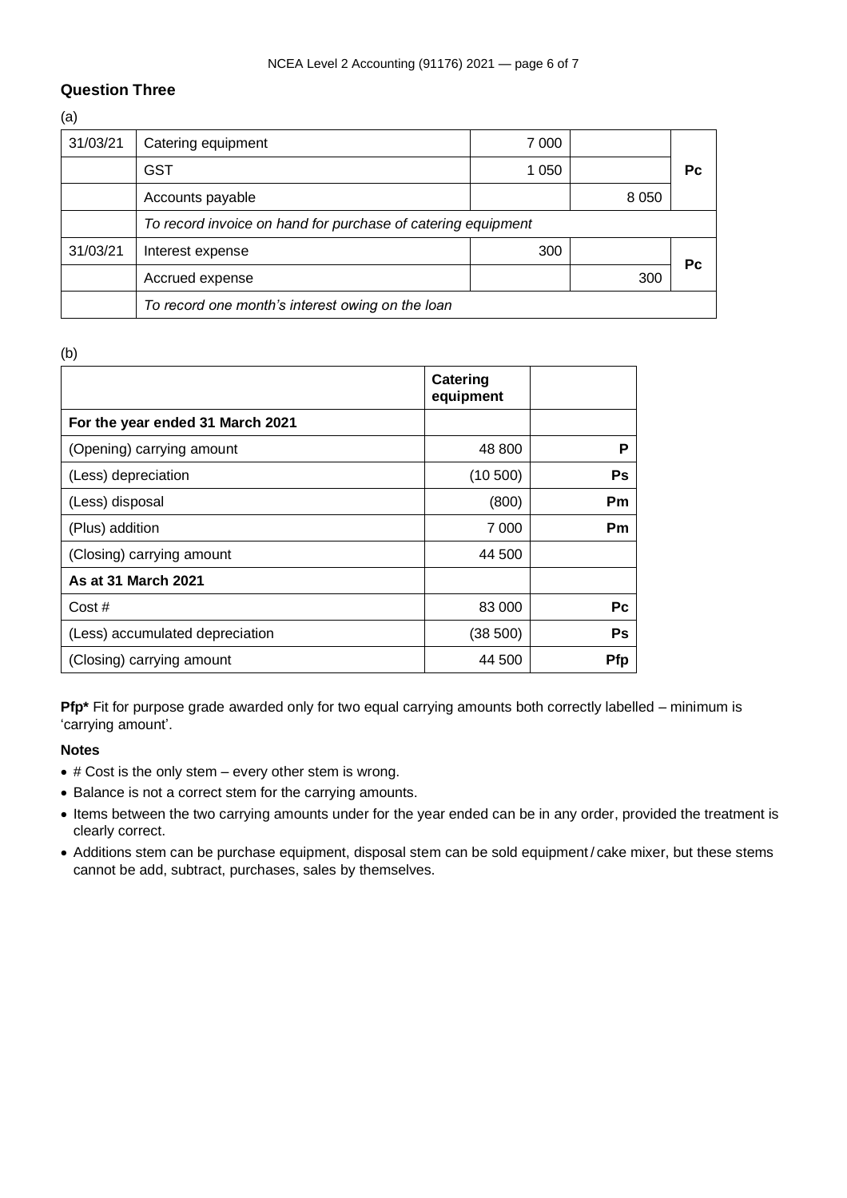## Question Three

(a)

| | | | | |
|---|---|---|---|---|
| 31/03/21 | Catering equipment | 7 000 | | Pc |
| | GST | 1 050 | | |
| | Accounts payable | | 8 050 | |
| | *To record invoice on hand for purchase of catering equipment* | | | |
| 31/03/21 | Interest expense | 300 | | Pc |
| | Accrued expense | | 300 | |
| | *To record one month's interest owing on the loan* | | | |

(b)

| | Catering equipment | |
|---|---|---|
| **For the year ended 31 March 2021** | | |
| (Opening) carrying amount | 48 800 | **P** |
| (Less) depreciation | (10 500) | **Ps** |
| (Less) disposal | (800) | **Pm** |
| (Plus) addition | 7 000 | **Pm** |
| (Closing) carrying amount | 44 500 | |
| **As at 31 March 2021** | | |
| Cost # | 83 000 | **Pc** |
| (Less) accumulated depreciation | (38 500) | **Ps** |
| (Closing) carrying amount | 44 500 | **Pfp** |

**Pfp*** Fit for purpose grade awarded only for two equal carrying amounts both correctly labelled – minimum is 'carrying amount'.

**Notes**

- # Cost is the only stem – every other stem is wrong.
- Balance is not a correct stem for the carrying amounts.
- Items between the two carrying amounts under for the year ended can be in any order, provided the treatment is clearly correct.
- Additions stem can be purchase equipment, disposal stem can be sold equipment / cake mixer, but these stems cannot be add, subtract, purchases, sales by themselves.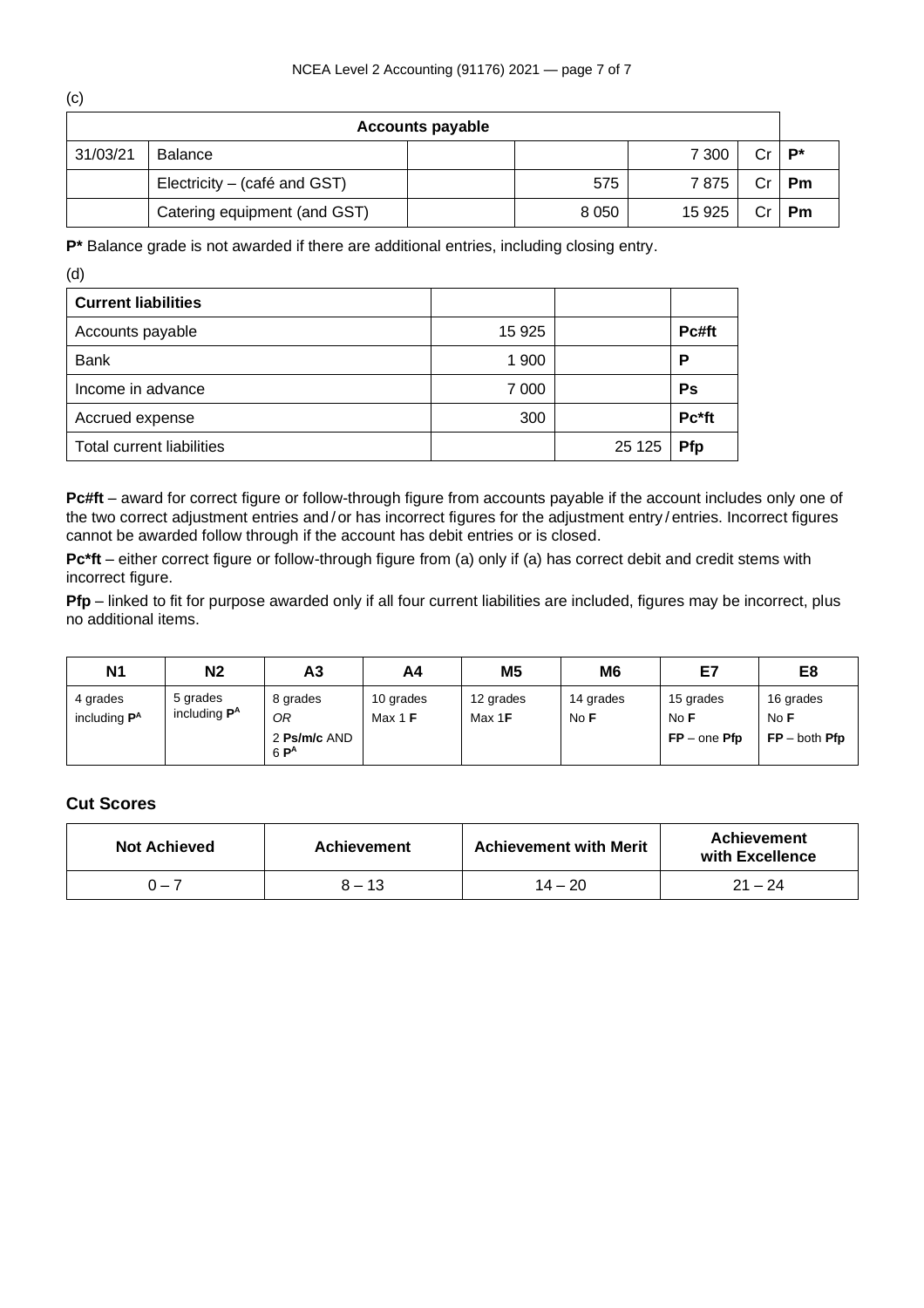(c)

| Accounts payable | | | | | | |
|---|---|---|---|---|---|---|
| 31/03/21 | Balance | | | 7 300 | Cr | P* |
| | Electricity – (café and GST) | | 575 | 7 875 | Cr | Pm |
| | Catering equipment (and GST) | | 8 050 | 15 925 | Cr | Pm |

**P*** Balance grade is not awarded if there are additional entries, including closing entry.

(d)

| Current liabilities | | | |
|---|---|---|---|
| Accounts payable | 15 925 | | Pc#ft |
| Bank | 1 900 | | P |
| Income in advance | 7 000 | | Ps |
| Accrued expense | 300 | | Pc*ft |
| Total current liabilities | | 25 125 | Pfp |

**Pc#ft** – award for correct figure or follow-through figure from accounts payable if the account includes only one of the two correct adjustment entries and / or has incorrect figures for the adjustment entry / entries. Incorrect figures cannot be awarded follow through if the account has debit entries or is closed.

**Pc*ft** – either correct figure or follow-through figure from (a) only if (a) has correct debit and credit stems with incorrect figure.

**Pfp** – linked to fit for purpose awarded only if all four current liabilities are included, figures may be incorrect, plus no additional items.

| N1 | N2 | A3 | A4 | M5 | M6 | E7 | E8 |
|---|---|---|---|---|---|---|---|
| 4 grades including $P^A$ | 5 grades including $P^A$ | 8 grades *OR* 2 **Ps/m/c** AND 6 $P^A$ | 10 grades Max 1 **F** | 12 grades Max 1**F** | 14 grades No **F** | 15 grades No **F** **FP** – one **Pfp** | 16 grades No **F** **FP** – both **Pfp** |

## Cut Scores

| Not Achieved | Achievement | Achievement with Merit | Achievement with Excellence |
|---|---|---|---|
| 0 – 7 | 8 – 13 | 14 – 20 | 21 – 24 |